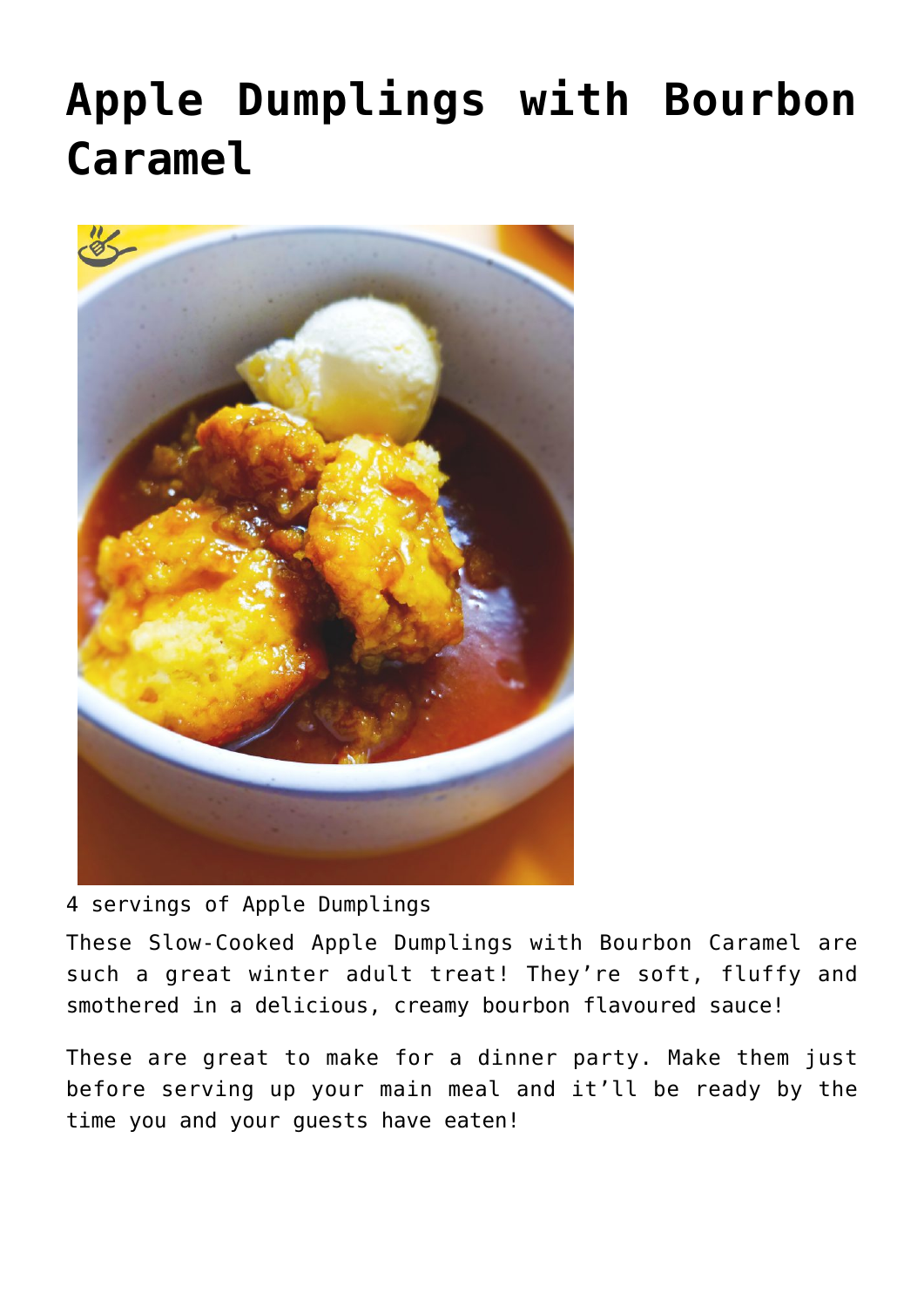# Apple Dumplings with Bourbon Caramel

4 servings of Apple Dumplings

These Slow-Cooked Apple Dumplings with Bourbon Caramel are such a great winter adult treat! They're soft, fluffy and smothered in a delicious, creamy bourbon flavoured sauce!

These are great to make for a dinner party. Make them just before serving up your main meal and it'll be ready by the time you and your guests have eaten!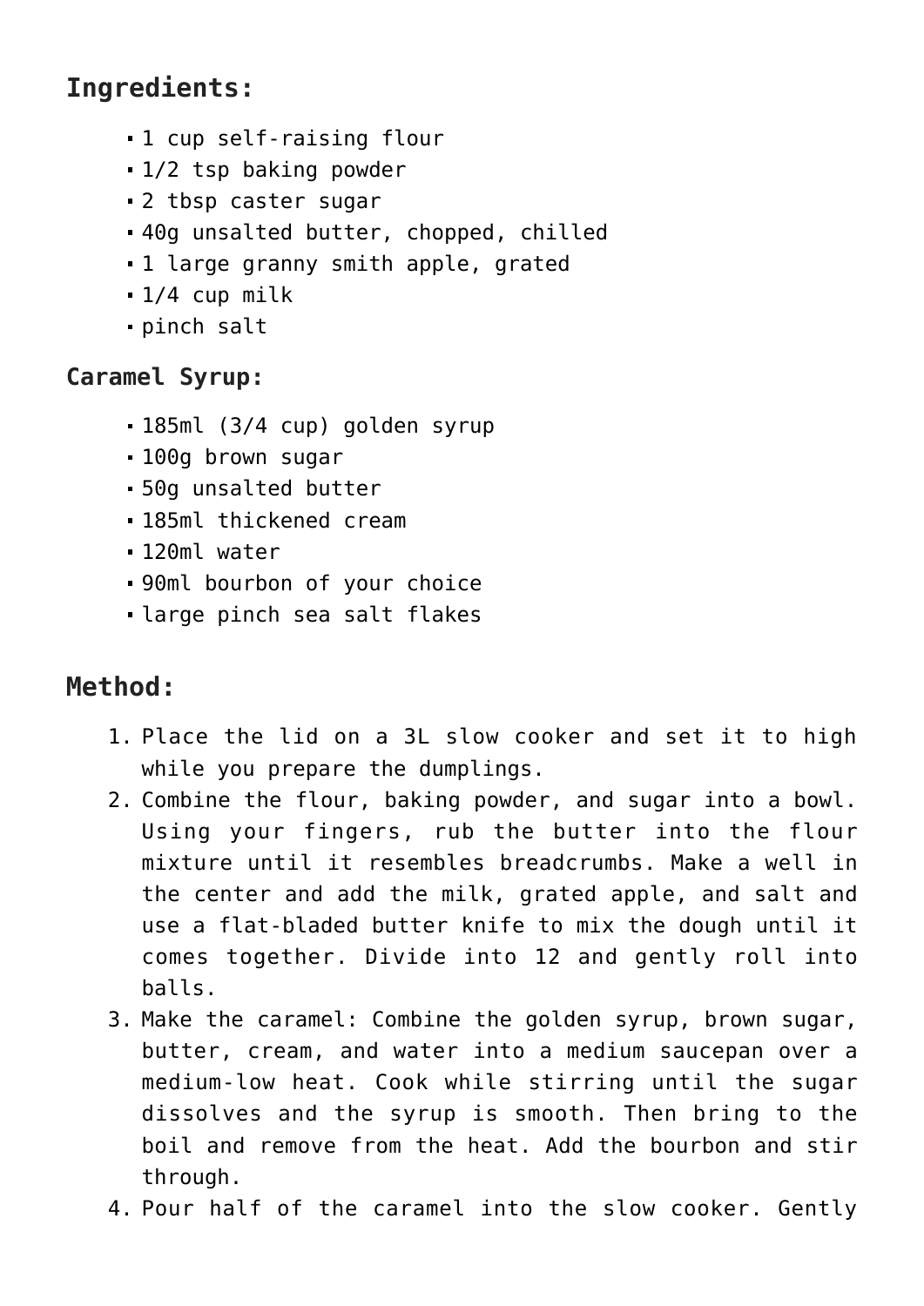## Ingredients:

- 1 cup self-raising flour
- 1/2 tsp baking powder
- 2 tbsp caster sugar
- 40g unsalted butter, chopped, chilled
- 1 large granny smith apple, grated
- 1/4 cup milk
- pinch salt

### Caramel Syrup:

- 185ml (3/4 cup) golden syrup
- 100g brown sugar
- 50g unsalted butter
- 185ml thickened cream
- 120ml water
- 90ml bourbon of your choice
- large pinch sea salt flakes

## Method:

1. Place the lid on a 3L slow cooker and set it to high while you prepare the dumplings.
2. Combine the flour, baking powder, and sugar into a bowl. Using your fingers, rub the butter into the flour mixture until it resembles breadcrumbs. Make a well in the center and add the milk, grated apple, and salt and use a flat-bladed butter knife to mix the dough until it comes together. Divide into 12 and gently roll into balls.
3. Make the caramel: Combine the golden syrup, brown sugar, butter, cream, and water into a medium saucepan over a medium-low heat. Cook while stirring until the sugar dissolves and the syrup is smooth. Then bring to the boil and remove from the heat. Add the bourbon and stir through.
4. Pour half of the caramel into the slow cooker. Gently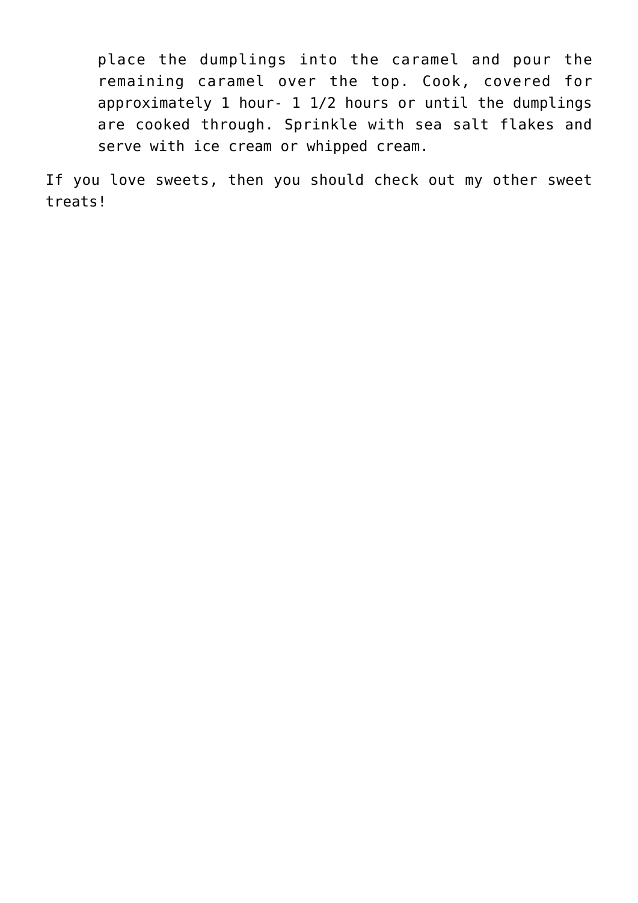place the dumplings into the caramel and pour the remaining caramel over the top. Cook, covered for approximately 1 hour- 1 1/2 hours or until the dumplings are cooked through. Sprinkle with sea salt flakes and serve with ice cream or whipped cream.

If you love sweets, then you should check out my other sweet treats!